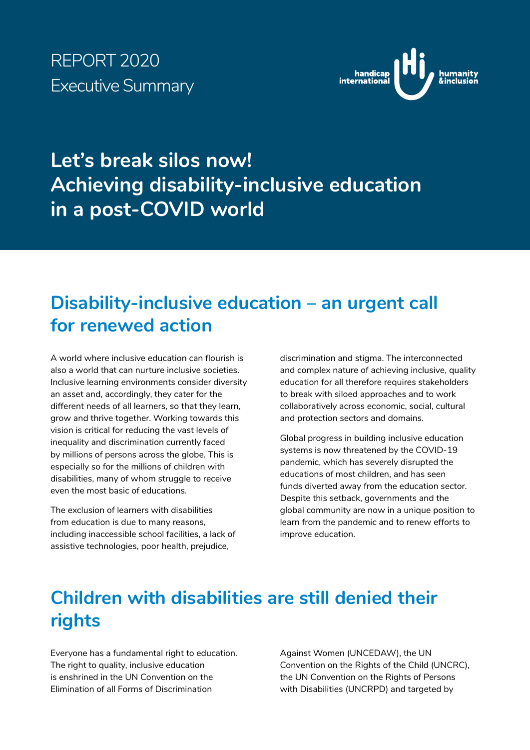REPORT 2020

Executive Summary

handicap international | humanity & inclusion

# Let's break silos now! Achieving disability-inclusive education in a post-COVID world

## Disability-inclusive education – an urgent call for renewed action

A world where inclusive education can flourish is also a world that can nurture inclusive societies. Inclusive learning environments consider diversity an asset and, accordingly, they cater for the different needs of all learners, so that they learn, grow and thrive together. Working towards this vision is critical for reducing the vast levels of inequality and discrimination currently faced by millions of persons across the globe. This is especially so for the millions of children with disabilities, many of whom struggle to receive even the most basic of educations.

The exclusion of learners with disabilities from education is due to many reasons, including inaccessible school facilities, a lack of assistive technologies, poor health, prejudice, discrimination and stigma. The interconnected and complex nature of achieving inclusive, quality education for all therefore requires stakeholders to break with siloed approaches and to work collaboratively across economic, social, cultural and protection sectors and domains.

Global progress in building inclusive education systems is now threatened by the COVID-19 pandemic, which has severely disrupted the educations of most children, and has seen funds diverted away from the education sector. Despite this setback, governments and the global community are now in a unique position to learn from the pandemic and to renew efforts to improve education.

## Children with disabilities are still denied their rights

Everyone has a fundamental right to education. The right to quality, inclusive education is enshrined in the UN Convention on the Elimination of all Forms of Discrimination Against Women (UNCEDAW), the UN Convention on the Rights of the Child (UNCRC), the UN Convention on the Rights of Persons with Disabilities (UNCRPD) and targeted by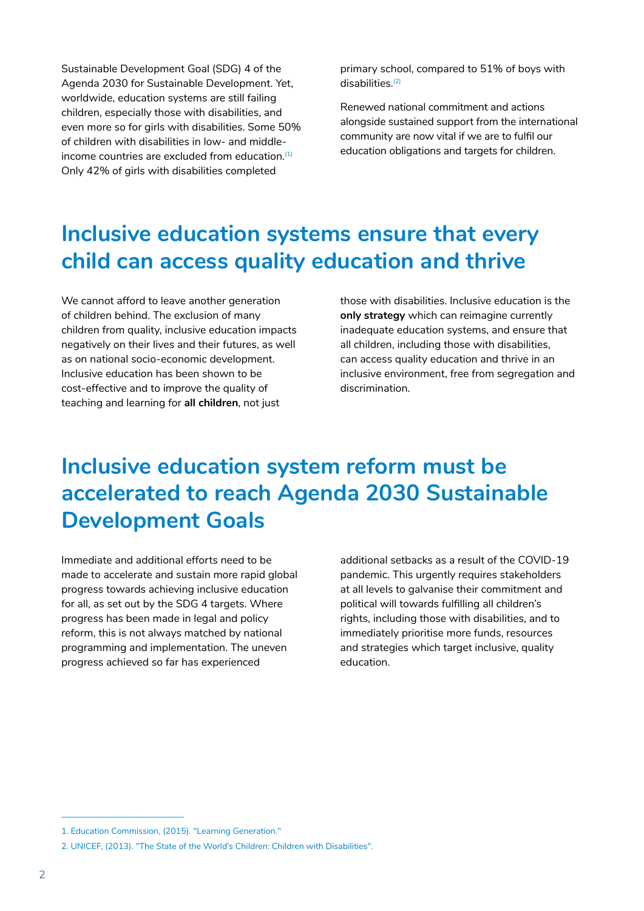Sustainable Development Goal (SDG) 4 of the Agenda 2030 for Sustainable Development. Yet, worldwide, education systems are still failing children, especially those with disabilities, and even more so for girls with disabilities. Some 50% of children with disabilities in low- and middle-income countries are excluded from education.[1] Only 42% of girls with disabilities completed primary school, compared to 51% of boys with disabilities.[2]

Renewed national commitment and actions alongside sustained support from the international community are now vital if we are to fulfil our education obligations and targets for children.

## Inclusive education systems ensure that every child can access quality education and thrive

We cannot afford to leave another generation of children behind. The exclusion of many children from quality, inclusive education impacts negatively on their lives and their futures, as well as on national socio-economic development. Inclusive education has been shown to be cost-effective and to improve the quality of teaching and learning for **all children**, not just those with disabilities. Inclusive education is the **only strategy** which can reimagine currently inadequate education systems, and ensure that all children, including those with disabilities, can access quality education and thrive in an inclusive environment, free from segregation and discrimination.

## Inclusive education system reform must be accelerated to reach Agenda 2030 Sustainable Development Goals

Immediate and additional efforts need to be made to accelerate and sustain more rapid global progress towards achieving inclusive education for all, as set out by the SDG 4 targets. Where progress has been made in legal and policy reform, this is not always matched by national programming and implementation. The uneven progress achieved so far has experienced additional setbacks as a result of the COVID-19 pandemic. This urgently requires stakeholders at all levels to galvanise their commitment and political will towards fulfilling all children's rights, including those with disabilities, and to immediately prioritise more funds, resources and strategies which target inclusive, quality education.

---

1. Education Commission, (2015). "Learning Generation."
2. UNICEF, (2013). "The State of the World's Children: Children with Disabilities".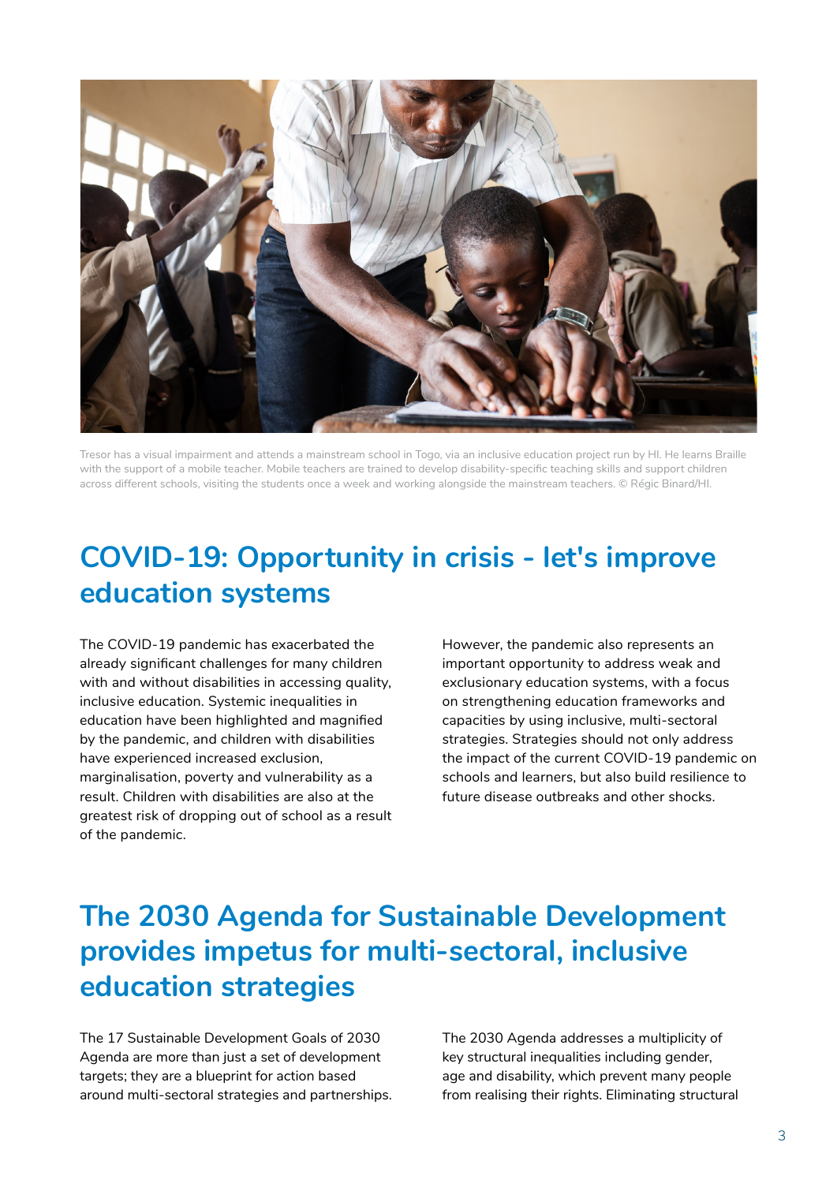Tresor has a visual impairment and attends a mainstream school in Togo, via an inclusive education project run by HI. He learns Braille with the support of a mobile teacher. Mobile teachers are trained to develop disability-specific teaching skills and support children across different schools, visiting the students once a week and working alongside the mainstream teachers. © Régic Binard/HI.

## COVID-19: Opportunity in crisis - let's improve education systems

The COVID-19 pandemic has exacerbated the already significant challenges for many children with and without disabilities in accessing quality, inclusive education. Systemic inequalities in education have been highlighted and magnified by the pandemic, and children with disabilities have experienced increased exclusion, marginalisation, poverty and vulnerability as a result. Children with disabilities are also at the greatest risk of dropping out of school as a result of the pandemic.

However, the pandemic also represents an important opportunity to address weak and exclusionary education systems, with a focus on strengthening education frameworks and capacities by using inclusive, multi-sectoral strategies. Strategies should not only address the impact of the current COVID-19 pandemic on schools and learners, but also build resilience to future disease outbreaks and other shocks.

## The 2030 Agenda for Sustainable Development provides impetus for multi-sectoral, inclusive education strategies

The 17 Sustainable Development Goals of 2030 Agenda are more than just a set of development targets; they are a blueprint for action based around multi-sectoral strategies and partnerships.

The 2030 Agenda addresses a multiplicity of key structural inequalities including gender, age and disability, which prevent many people from realising their rights. Eliminating structural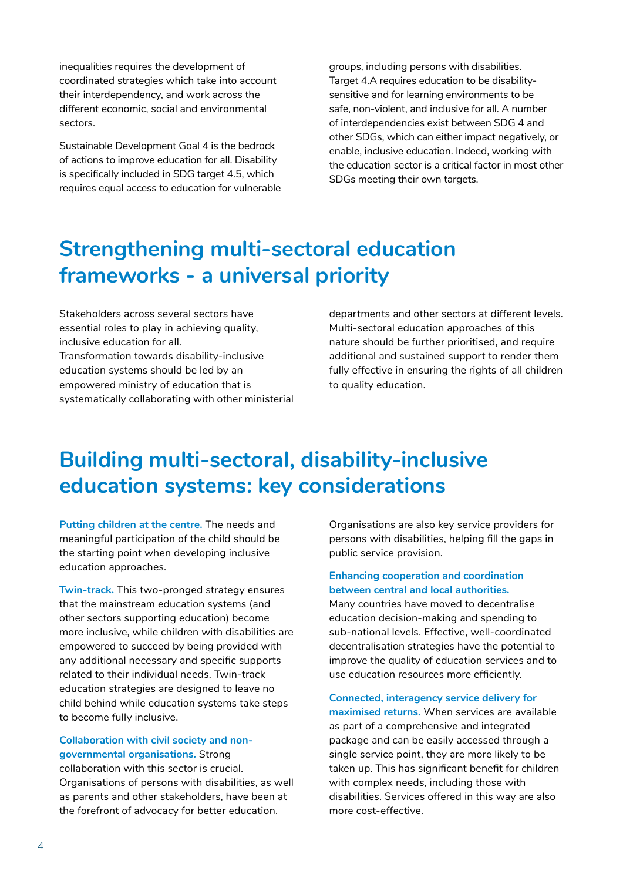inequalities requires the development of coordinated strategies which take into account their interdependency, and work across the different economic, social and environmental sectors.

Sustainable Development Goal 4 is the bedrock of actions to improve education for all. Disability is specifically included in SDG target 4.5, which requires equal access to education for vulnerable groups, including persons with disabilities. Target 4.A requires education to be disability-sensitive and for learning environments to be safe, non-violent, and inclusive for all. A number of interdependencies exist between SDG 4 and other SDGs, which can either impact negatively, or enable, inclusive education. Indeed, working with the education sector is a critical factor in most other SDGs meeting their own targets.

## Strengthening multi-sectoral education frameworks - a universal priority

Stakeholders across several sectors have essential roles to play in achieving quality, inclusive education for all.
Transformation towards disability-inclusive education systems should be led by an empowered ministry of education that is systematically collaborating with other ministerial departments and other sectors at different levels. Multi-sectoral education approaches of this nature should be further prioritised, and require additional and sustained support to render them fully effective in ensuring the rights of all children to quality education.

## Building multi-sectoral, disability-inclusive education systems: key considerations

**Putting children at the centre.** The needs and meaningful participation of the child should be the starting point when developing inclusive education approaches.

**Twin-track.** This two-pronged strategy ensures that the mainstream education systems (and other sectors supporting education) become more inclusive, while children with disabilities are empowered to succeed by being provided with any additional necessary and specific supports related to their individual needs. Twin-track education strategies are designed to leave no child behind while education systems take steps to become fully inclusive.

**Collaboration with civil society and non-governmental organisations.** Strong collaboration with this sector is crucial. Organisations of persons with disabilities, as well as parents and other stakeholders, have been at the forefront of advocacy for better education. Organisations are also key service providers for persons with disabilities, helping fill the gaps in public service provision.

**Enhancing cooperation and coordination between central and local authorities.** Many countries have moved to decentralise education decision-making and spending to sub-national levels. Effective, well-coordinated decentralisation strategies have the potential to improve the quality of education services and to use education resources more efficiently.

**Connected, interagency service delivery for maximised returns.** When services are available as part of a comprehensive and integrated package and can be easily accessed through a single service point, they are more likely to be taken up. This has significant benefit for children with complex needs, including those with disabilities. Services offered in this way are also more cost-effective.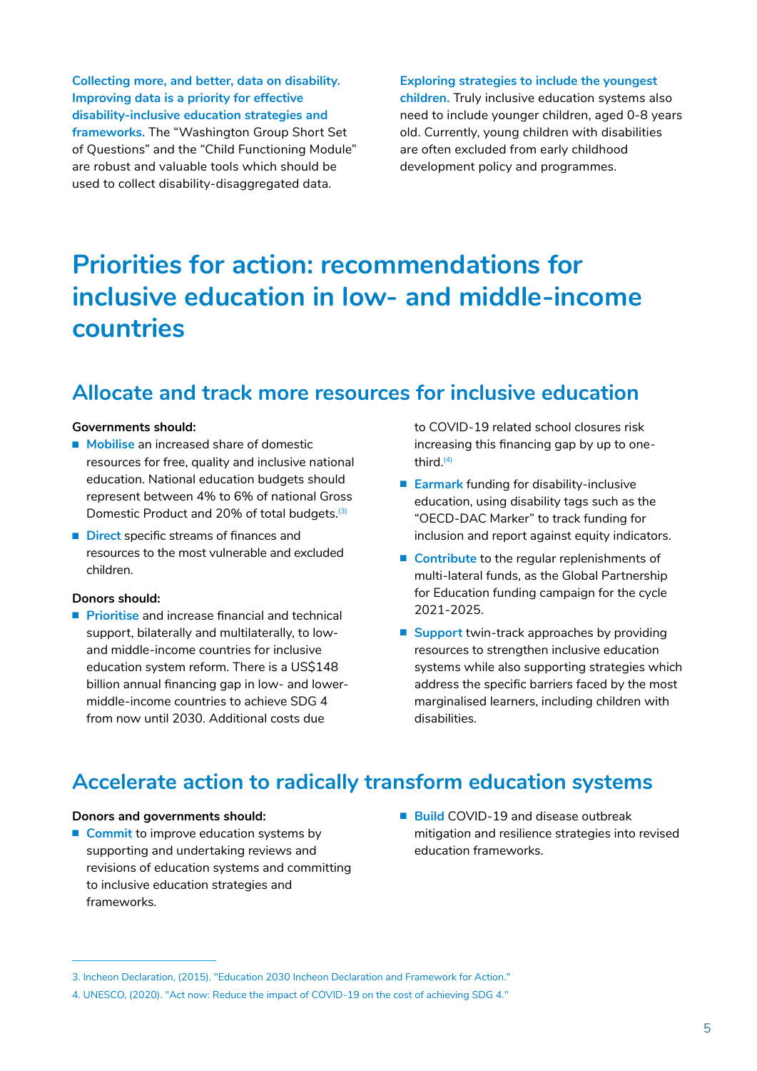**Collecting more, and better, data on disability. Improving data is a priority for effective disability-inclusive education strategies and frameworks.** The "Washington Group Short Set of Questions" and the "Child Functioning Module" are robust and valuable tools which should be used to collect disability-disaggregated data.

**Exploring strategies to include the youngest children.** Truly inclusive education systems also need to include younger children, aged 0-8 years old. Currently, young children with disabilities are often excluded from early childhood development policy and programmes.

# Priorities for action: recommendations for inclusive education in low- and middle-income countries

## Allocate and track more resources for inclusive education

**Governments should:**

- **Mobilise** an increased share of domestic resources for free, quality and inclusive national education. National education budgets should represent between 4% to 6% of national Gross Domestic Product and 20% of total budgets.[3]
- **Direct** specific streams of finances and resources to the most vulnerable and excluded children.

**Donors should:**

- **Prioritise** and increase financial and technical support, bilaterally and multilaterally, to low- and middle-income countries for inclusive education system reform. There is a US$148 billion annual financing gap in low- and lower-middle-income countries to achieve SDG 4 from now until 2030. Additional costs due to COVID-19 related school closures risk increasing this financing gap by up to one-third.[4]
- **Earmark** funding for disability-inclusive education, using disability tags such as the "OECD-DAC Marker" to track funding for inclusion and report against equity indicators.
- **Contribute** to the regular replenishments of multi-lateral funds, as the Global Partnership for Education funding campaign for the cycle 2021-2025.
- **Support** twin-track approaches by providing resources to strengthen inclusive education systems while also supporting strategies which address the specific barriers faced by the most marginalised learners, including children with disabilities.

## Accelerate action to radically transform education systems

**Donors and governments should:**

- **Commit** to improve education systems by supporting and undertaking reviews and revisions of education systems and committing to inclusive education strategies and frameworks.
- **Build** COVID-19 and disease outbreak mitigation and resilience strategies into revised education frameworks.

---

3. Incheon Declaration, (2015). "Education 2030 Incheon Declaration and Framework for Action."
4. UNESCO, (2020). "Act now: Reduce the impact of COVID-19 on the cost of achieving SDG 4."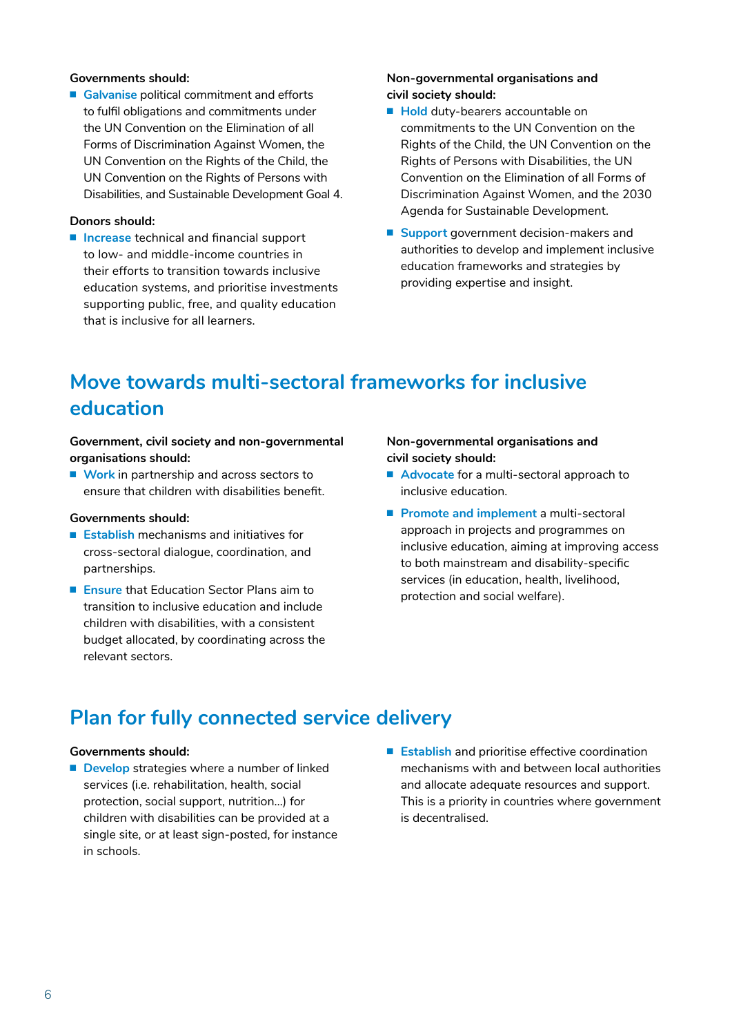**Governments should:**

- **Galvanise** political commitment and efforts to fulfil obligations and commitments under the UN Convention on the Elimination of all Forms of Discrimination Against Women, the UN Convention on the Rights of the Child, the UN Convention on the Rights of Persons with Disabilities, and Sustainable Development Goal 4.

**Donors should:**

- **Increase** technical and financial support to low- and middle-income countries in their efforts to transition towards inclusive education systems, and prioritise investments supporting public, free, and quality education that is inclusive for all learners.

**Non-governmental organisations and civil society should:**

- **Hold** duty-bearers accountable on commitments to the UN Convention on the Rights of the Child, the UN Convention on the Rights of Persons with Disabilities, the UN Convention on the Elimination of all Forms of Discrimination Against Women, and the 2030 Agenda for Sustainable Development.
- **Support** government decision-makers and authorities to develop and implement inclusive education frameworks and strategies by providing expertise and insight.

## Move towards multi-sectoral frameworks for inclusive education

**Government, civil society and non-governmental organisations should:**

- **Work** in partnership and across sectors to ensure that children with disabilities benefit.

**Governments should:**

- **Establish** mechanisms and initiatives for cross-sectoral dialogue, coordination, and partnerships.
- **Ensure** that Education Sector Plans aim to transition to inclusive education and include children with disabilities, with a consistent budget allocated, by coordinating across the relevant sectors.

**Non-governmental organisations and civil society should:**

- **Advocate** for a multi-sectoral approach to inclusive education.
- **Promote and implement** a multi-sectoral approach in projects and programmes on inclusive education, aiming at improving access to both mainstream and disability-specific services (in education, health, livelihood, protection and social welfare).

## Plan for fully connected service delivery

**Governments should:**

- **Develop** strategies where a number of linked services (i.e. rehabilitation, health, social protection, social support, nutrition…) for children with disabilities can be provided at a single site, or at least sign-posted, for instance in schools.
- **Establish** and prioritise effective coordination mechanisms with and between local authorities and allocate adequate resources and support. This is a priority in countries where government is decentralised.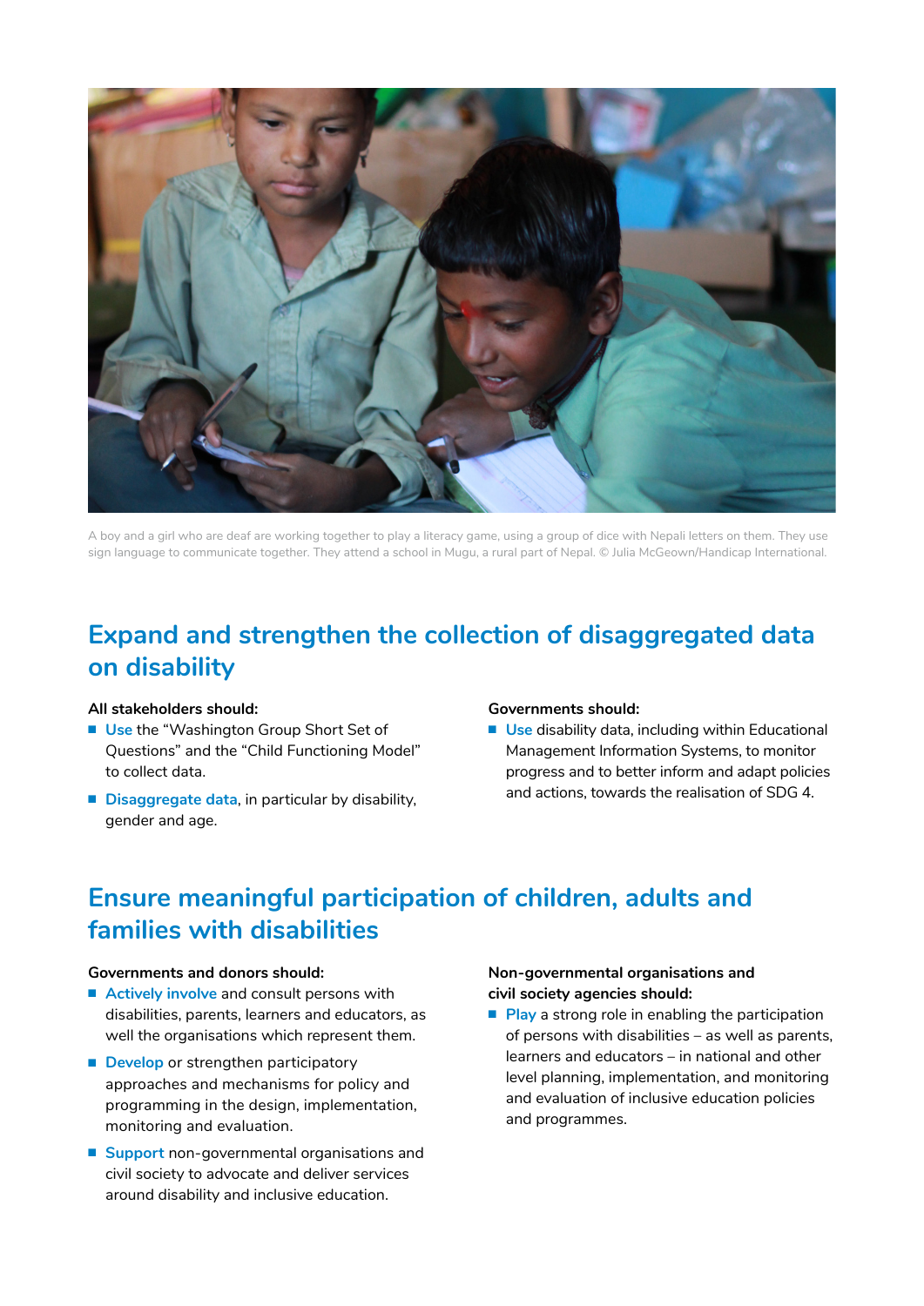A boy and a girl who are deaf are working together to play a literacy game, using a group of dice with Nepali letters on them. They use sign language to communicate together. They attend a school in Mugu, a rural part of Nepal. © Julia McGeown/Handicap International.

## Expand and strengthen the collection of disaggregated data on disability

**All stakeholders should:**

- **Use** the "Washington Group Short Set of Questions" and the "Child Functioning Model" to collect data.
- **Disaggregate data**, in particular by disability, gender and age.

**Governments should:**

- **Use** disability data, including within Educational Management Information Systems, to monitor progress and to better inform and adapt policies and actions, towards the realisation of SDG 4.

## Ensure meaningful participation of children, adults and families with disabilities

**Governments and donors should:**

- **Actively involve** and consult persons with disabilities, parents, learners and educators, as well the organisations which represent them.
- **Develop** or strengthen participatory approaches and mechanisms for policy and programming in the design, implementation, monitoring and evaluation.
- **Support** non-governmental organisations and civil society to advocate and deliver services around disability and inclusive education.

**Non-governmental organisations and civil society agencies should:**

- **Play** a strong role in enabling the participation of persons with disabilities – as well as parents, learners and educators – in national and other level planning, implementation, and monitoring and evaluation of inclusive education policies and programmes.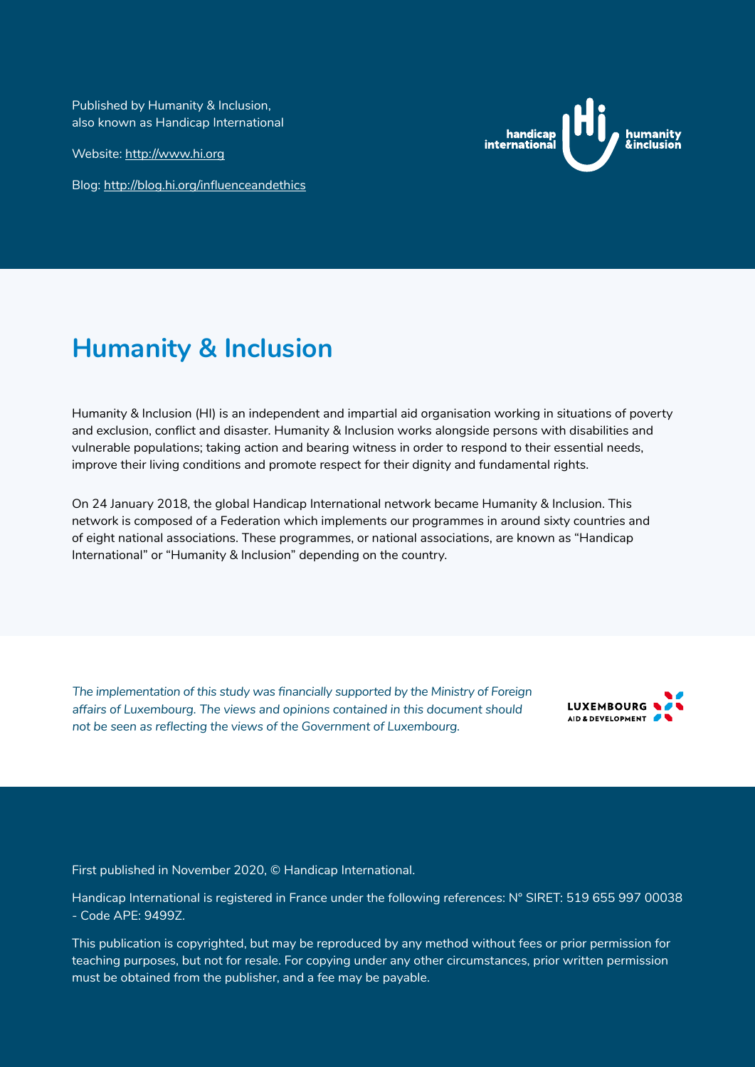Published by Humanity & Inclusion,
also known as Handicap International

Website: [http://www.hi.org](http://www.hi.org)

Blog: [http://blog.hi.org/influenceandethics](http://blog.hi.org/influenceandethics)

handicap international humanity & inclusion

# Humanity & Inclusion

Humanity & Inclusion (HI) is an independent and impartial aid organisation working in situations of poverty and exclusion, conflict and disaster. Humanity & Inclusion works alongside persons with disabilities and vulnerable populations; taking action and bearing witness in order to respond to their essential needs, improve their living conditions and promote respect for their dignity and fundamental rights.

On 24 January 2018, the global Handicap International network became Humanity & Inclusion. This network is composed of a Federation which implements our programmes in around sixty countries and of eight national associations. These programmes, or national associations, are known as "Handicap International" or "Humanity & Inclusion" depending on the country.

*The implementation of this study was financially supported by the Ministry of Foreign affairs of Luxembourg. The views and opinions contained in this document should not be seen as reflecting the views of the Government of Luxembourg.*

LUXEMBOURG AID & DEVELOPMENT

First published in November 2020, © Handicap International.

Handicap International is registered in France under the following references: N° SIRET: 519 655 997 00038 - Code APE: 9499Z.

This publication is copyrighted, but may be reproduced by any method without fees or prior permission for teaching purposes, but not for resale. For copying under any other circumstances, prior written permission must be obtained from the publisher, and a fee may be payable.